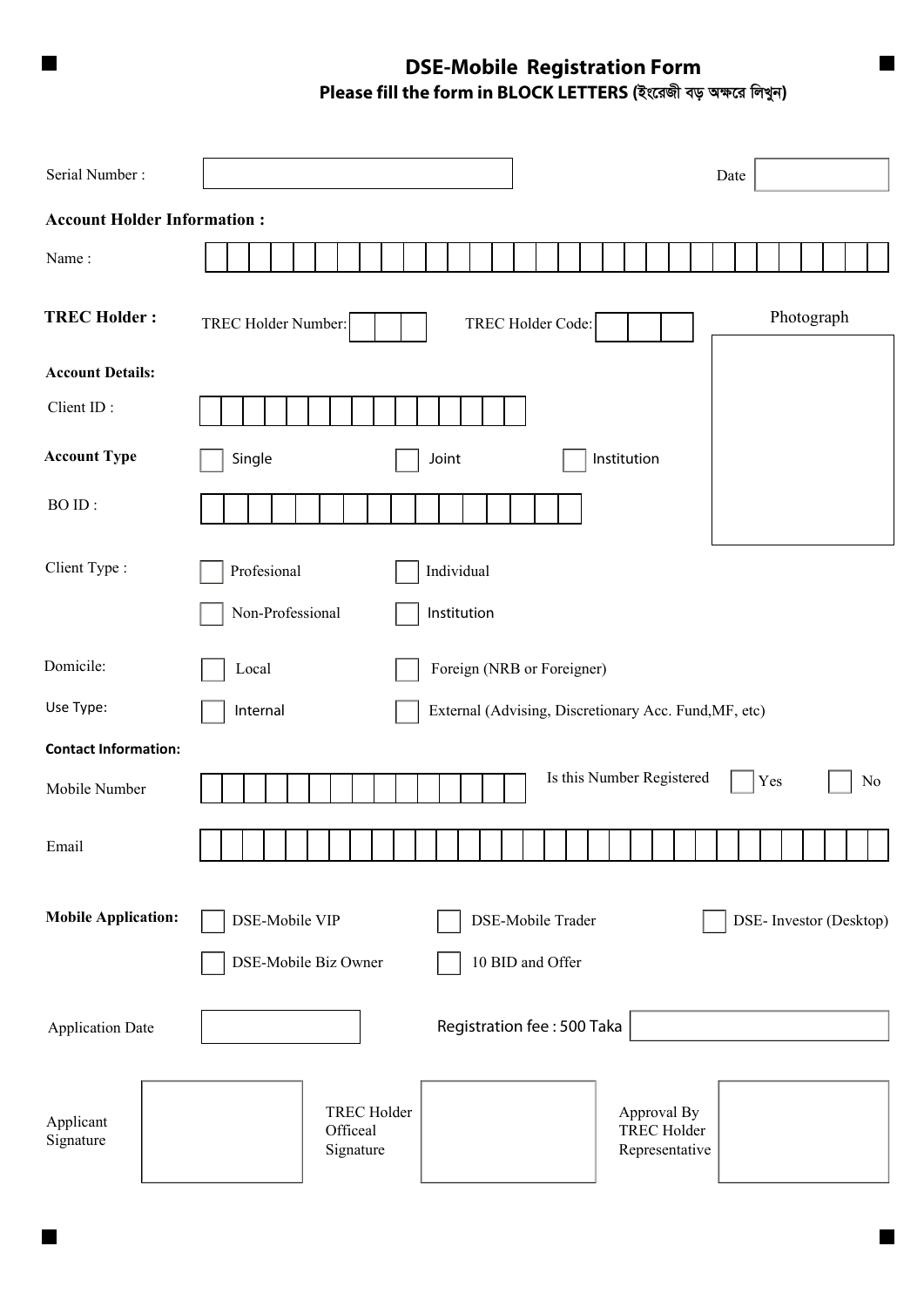# DSE-Mobile Registration Form

**Please fill the form in BLOCK LETTERS (ইংরেজী বড় অক্ষরে লিখুন)**

Serial Number : ______________ Date ______________

**Account Holder Information :**

Name : ______________

**TREC Holder :** TREC Holder Number: ______ TREC Holder Code: ______

Photograph

**Account Details:**

Client ID : ______________

**Account Type** ☐ Single ☐ Joint ☐ Institution

BO ID : ______________

Client Type : ☐ Profesional ☐ Individual

☐ Non-Professional ☐ Institution

Domicile: ☐ Local ☐ Foreign (NRB or Foreigner)

Use Type: ☐ Internal ☐ External (Advising, Discretionary Acc. Fund,MF, etc)

**Contact Information:**

Mobile Number ______________ Is this Number Registered ☐ Yes ☐ No

Email ______________

**Mobile Application:** ☐ DSE-Mobile VIP ☐ DSE-Mobile Trader ☐ DSE- Investor (Desktop)

☐ DSE-Mobile Biz Owner ☐ 10 BID and Offer

Application Date ______________ Registration fee : 500 Taka ______________

| Applicant Signature | | TREC Holder Officeal Signature | | Approval By TREC Holder Representative | |
|---|---|---|---|---|---|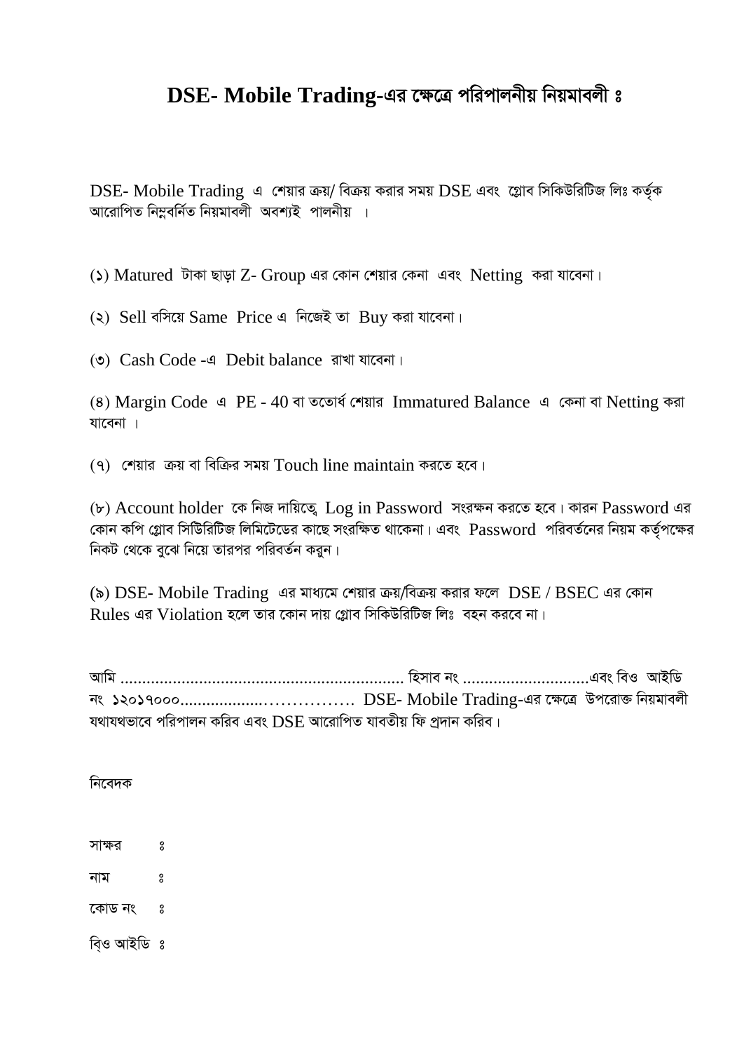# DSE- Mobile Trading-এর ক্ষেত্রে পরিপালনীয় নিয়মাবলী ঃ

DSE- Mobile Trading এ শেয়ার ক্রয়/ বিক্রয় করার সময় DSE এবং গ্লোব সিকিউরিটিজ লিঃ কর্তৃক আরোপিত নিম্নবর্নিত নিয়মাবলী অবশ্যই পালনীয় ।

(১) Matured টাকা ছাড়া Z- Group এর কোন শেয়ার কেনা এবং Netting করা যাবেনা।

(২) Sell বসিয়ে Same Price এ নিজেই তা Buy করা যাবেনা।

(৩) Cash Code -এ Debit balance রাখা যাবেনা।

(৪) Margin Code এ PE - 40 বা ততোর্ধ শেয়ার Immatured Balance এ কেনা বা Netting করা যাবেনা ।

(৭) শেয়ার ক্রয় বা বিক্রির সময় Touch line maintain করতে হবে।

(৮) Account holder কে নিজ দায়িত্বে Log in Password সংরক্ষন করতে হবে। কারন Password এর কোন কপি গ্লোব সিডিরিটিজ লিমিটেডের কাছে সংরক্ষিত থাকেনা। এবং Password পরিবর্তনের নিয়ম কর্তৃপক্ষের নিকট থেকে বুঝে নিয়ে তারপর পরিবর্তন করুন।

(৯) DSE- Mobile Trading এর মাধ্যমে শেয়ার ক্রয়/বিক্রয় করার ফলে DSE / BSEC এর কোন Rules এর Violation হলে তার কোন দায় গ্লোব সিকিউরিটিজ লিঃ বহন করবে না।

আমি ................................................................. হিসাব নং .............................এবং বিও আইডি নং ১২০১৭০০০...................……………. DSE- Mobile Trading-এর ক্ষেত্রে উপরোক্ত নিয়মাবলী যথাযথভাবে পরিপালন করিব এবং DSE আরোপিত যাবতীয় ফি প্রদান করিব।

নিবেদক

সাক্ষর ঃ

নাম ঃ

কোড নং ঃ

বি্ও আইডি ঃ